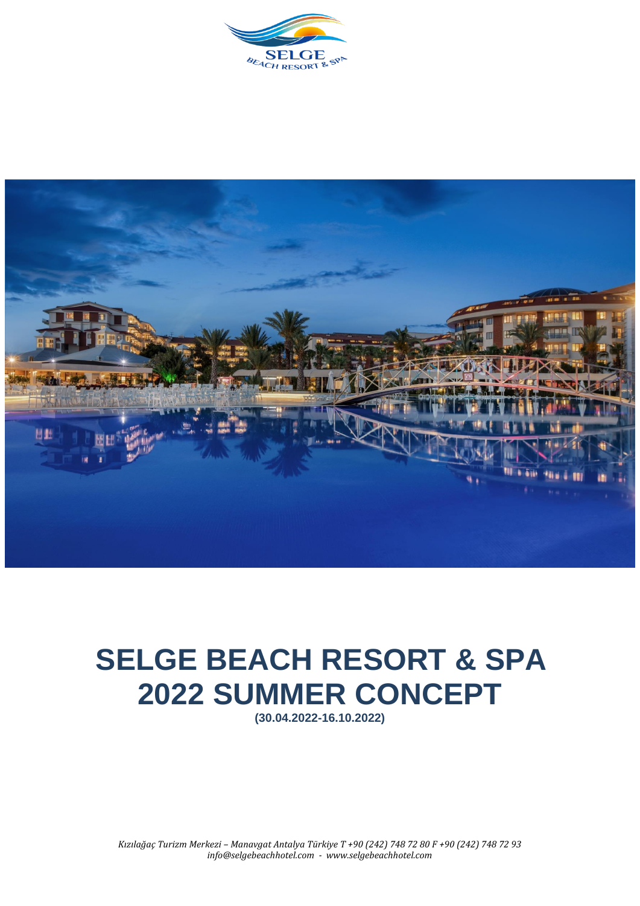# SELGE BEACH RESORT & SPA
# 2022 SUMMER CONCEPT

**(30.04.2022-16.10.2022)**

*Kızılağaç Turizm Merkezi – Manavgat Antalya Türkiye T +90 (242) 748 72 80 F +90 (242) 748 72 93*
*info@selgebeachhotel.com - www.selgebeachhotel.com*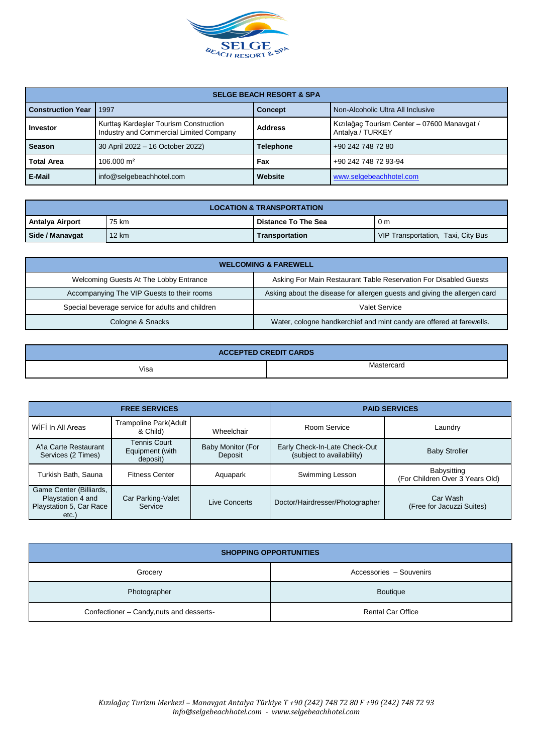| SELGE BEACH RESORT & SPA | | | |
|---|---|---|---|
| **Construction Year** | 1997 | **Concept** | Non-Alcoholic Ultra All Inclusive |
| **Investor** | Kurttaş Kardeşler Tourism Construction Industry and Commercial Limited Company | **Address** | Kızılağaç Tourism Center – 07600 Manavgat / Antalya / TURKEY |
| **Season** | 30 April 2022 – 16 October 2022) | **Telephone** | +90 242 748 72 80 |
| **Total Area** | 106.000 m² | **Fax** | +90 242 748 72 93-94 |
| **E-Mail** | info@selgebeachhotel.com | **Website** | www.selgebeachhotel.com |

| LOCATION & TRANSPORTATION | | | |
|---|---|---|---|
| **Antalya Airport** | 75 km | **Distance To The Sea** | 0 m |
| **Side / Manavgat** | 12 km | **Transportation** | VIP Transportation, Taxi, City Bus |

| WELCOMING & FAREWELL | |
|---|---|
| Welcoming Guests At The Lobby Entrance | Asking For Main Restaurant Table Reservation For Disabled Guests |
| Accompanying The VIP Guests to their rooms | Asking about the disease for allergen guests and giving the allergen card |
| Special beverage service for adults and children | Valet Service |
| Cologne & Snacks | Water, cologne handkerchief and mint candy are offered at farewells. |

| ACCEPTED CREDIT CARDS | |
|---|---|
| Visa | Mastercard |

| FREE SERVICES | | | PAID SERVICES | |
|---|---|---|---|---|
| WİFİ In All Areas | Trampoline Park(Adult & Child) | Wheelchair | Room Service | Laundry |
| A'la Carte Restaurant Services (2 Times) | Tennis Court Equipment (with deposit) | Baby Monitor (For Deposit | Early Check-In-Late Check-Out (subject to availability) | Baby Stroller |
| Turkish Bath, Sauna | Fitness Center | Aquapark | Swimming Lesson | Babysitting (For Children Over 3 Years Old) |
| Game Center (Billiards, Playstation 4 and Playstation 5, Car Race etc.) | Car Parking-Valet Service | Live Concerts | Doctor/Hairdresser/Photographer | Car Wash (Free for Jacuzzi Suites) |

| SHOPPING OPPORTUNITIES | |
|---|---|
| Grocery | Accessories – Souvenirs |
| Photographer | Boutique |
| Confectioner – Candy,nuts and desserts- | Rental Car Office |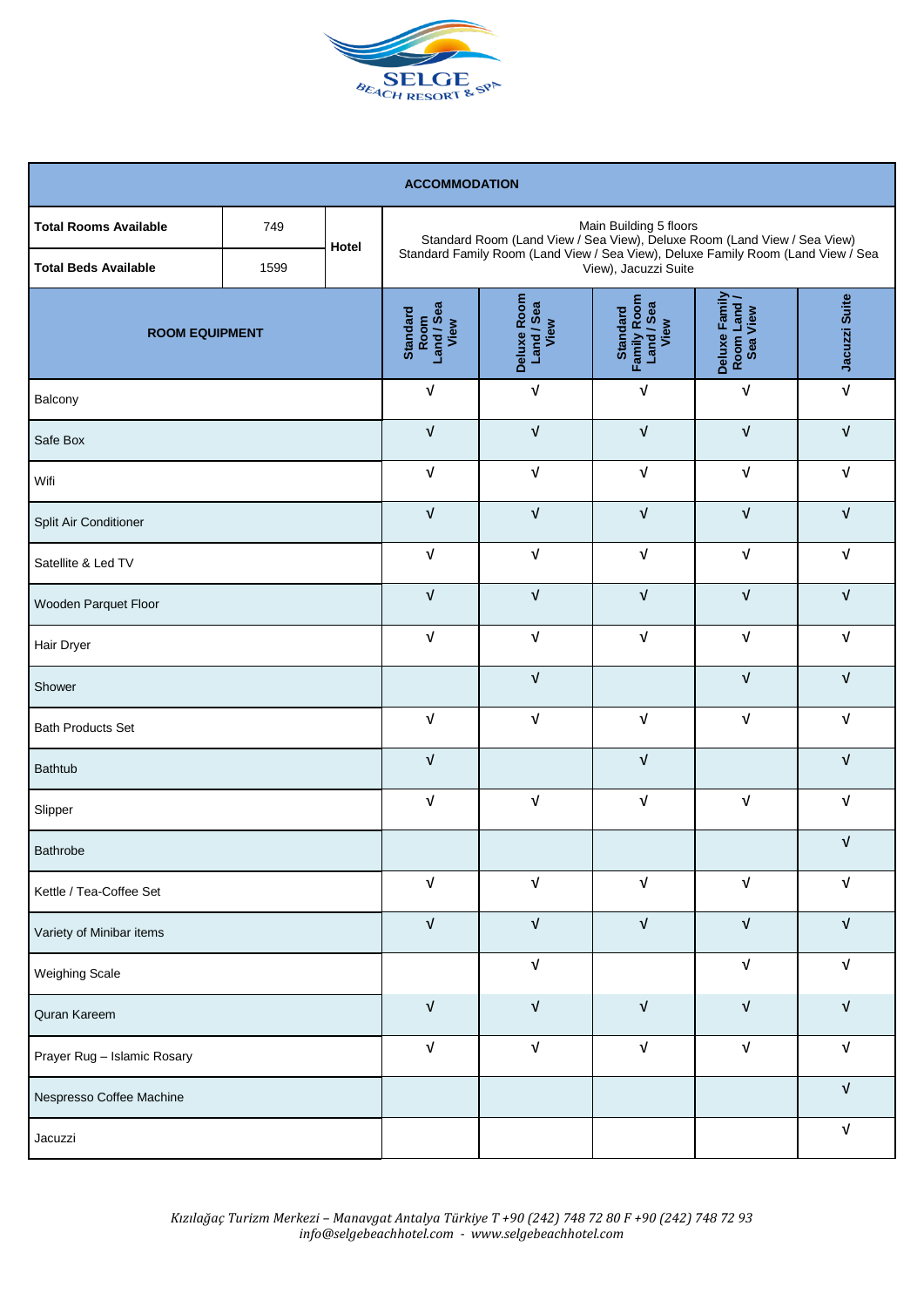SELGE
BEACH RESORT & SPA

| ACCOMMODATION | | | | | | | |
|---|---|---|---|---|---|---|---|
| **Total Rooms Available** | 749 | **Hotel** | Main Building 5 floors<br>Standard Room (Land View / Sea View), Deluxe Room (Land View / Sea View)<br>Standard Family Room (Land View / Sea View), Deluxe Family Room (Land View / Sea View), Jacuzzi Suite | | | | |
| **Total Beds Available** | 1599 | | | | | | |
| **ROOM EQUIPMENT** | | | **Standard Room Land / Sea View** | **Deluxe Room Land / Sea View** | **Standard Family Room Land / Sea View** | **Deluxe Family Room Land / Sea View** | **Jacuzzi Suite** |
| Balcony | | | √ | √ | √ | √ | √ |
| Safe Box | | | √ | √ | √ | √ | √ |
| Wifi | | | √ | √ | √ | √ | √ |
| Split Air Conditioner | | | √ | √ | √ | √ | √ |
| Satellite & Led TV | | | √ | √ | √ | √ | √ |
| Wooden Parquet Floor | | | √ | √ | √ | √ | √ |
| Hair Dryer | | | √ | √ | √ | √ | √ |
| Shower | | | | √ | | √ | √ |
| Bath Products Set | | | √ | √ | √ | √ | √ |
| Bathtub | | | √ | | √ | | √ |
| Slipper | | | √ | √ | √ | √ | √ |
| Bathrobe | | | | | | | √ |
| Kettle / Tea-Coffee Set | | | √ | √ | √ | √ | √ |
| Variety of Minibar items | | | √ | √ | √ | √ | √ |
| Weighing Scale | | | | √ | | √ | √ |
| Quran Kareem | | | √ | √ | √ | √ | √ |
| Prayer Rug – Islamic Rosary | | | √ | √ | √ | √ | √ |
| Nespresso Coffee Machine | | | | | | | √ |
| Jacuzzi | | | | | | | √ |

*Kızılağaç Turizm Merkezi – Manavgat Antalya Türkiye T +90 (242) 748 72 80 F +90 (242) 748 72 93*
*info@selgebeachhotel.com - www.selgebeachhotel.com*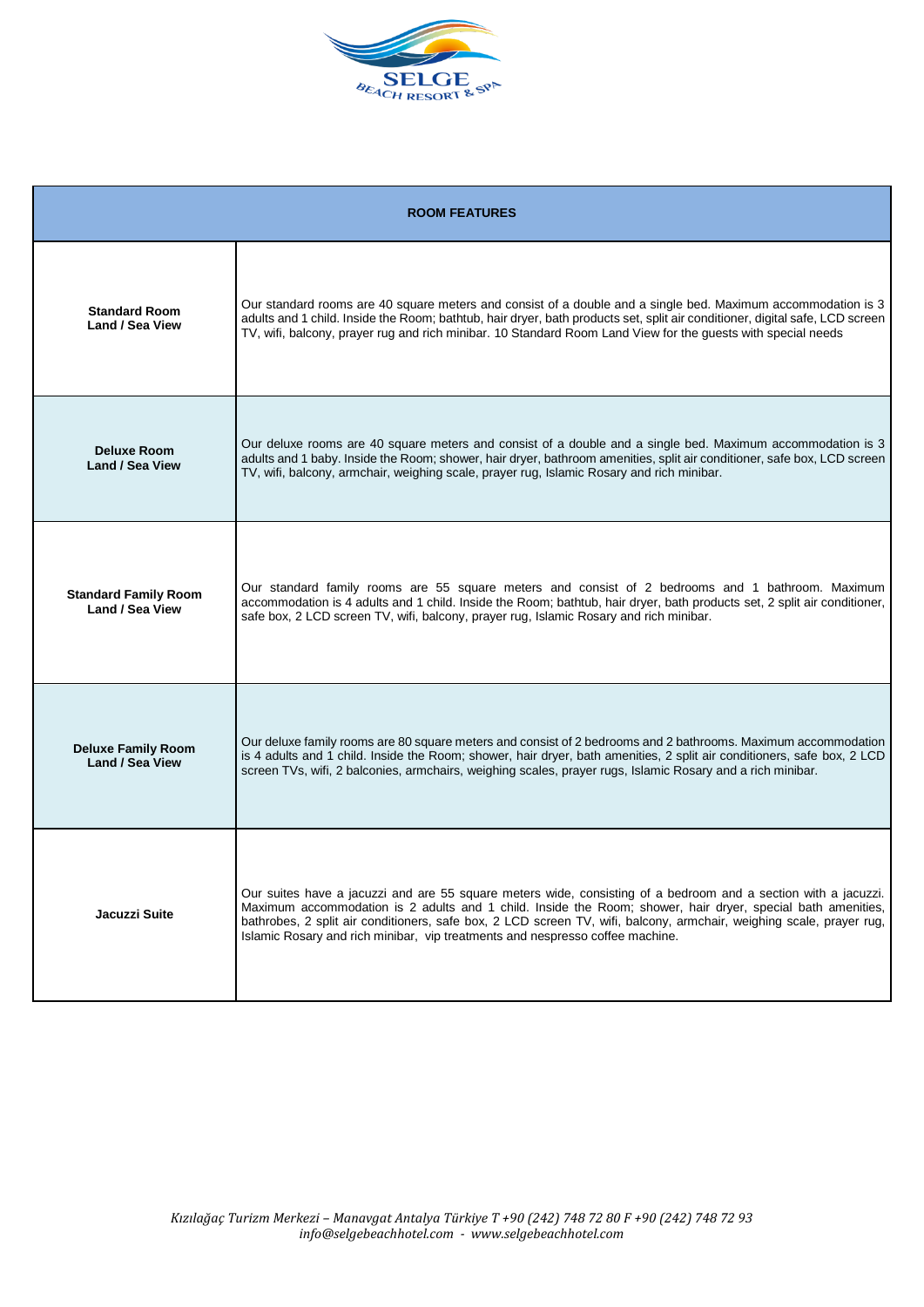| ROOM FEATURES | |
|---|---|
| **Standard Room Land / Sea View** | Our standard rooms are 40 square meters and consist of a double and a single bed. Maximum accommodation is 3 adults and 1 child. Inside the Room; bathtub, hair dryer, bath products set, split air conditioner, digital safe, LCD screen TV, wifi, balcony, prayer rug and rich minibar. 10 Standard Room Land View for the guests with special needs |
| **Deluxe Room Land / Sea View** | Our deluxe rooms are 40 square meters and consist of a double and a single bed. Maximum accommodation is 3 adults and 1 baby. Inside the Room; shower, hair dryer, bathroom amenities, split air conditioner, safe box, LCD screen TV, wifi, balcony, armchair, weighing scale, prayer rug, Islamic Rosary and rich minibar. |
| **Standard Family Room Land / Sea View** | Our standard family rooms are 55 square meters and consist of 2 bedrooms and 1 bathroom. Maximum accommodation is 4 adults and 1 child. Inside the Room; bathtub, hair dryer, bath products set, 2 split air conditioner, safe box, 2 LCD screen TV, wifi, balcony, prayer rug, Islamic Rosary and rich minibar. |
| **Deluxe Family Room Land / Sea View** | Our deluxe family rooms are 80 square meters and consist of 2 bedrooms and 2 bathrooms. Maximum accommodation is 4 adults and 1 child. Inside the Room; shower, hair dryer, bath amenities, 2 split air conditioners, safe box, 2 LCD screen TVs, wifi, 2 balconies, armchairs, weighing scales, prayer rugs, Islamic Rosary and a rich minibar. |
| **Jacuzzi Suite** | Our suites have a jacuzzi and are 55 square meters wide, consisting of a bedroom and a section with a jacuzzi. Maximum accommodation is 2 adults and 1 child. Inside the Room; shower, hair dryer, special bath amenities, bathrobes, 2 split air conditioners, safe box, 2 LCD screen TV, wifi, balcony, armchair, weighing scale, prayer rug, Islamic Rosary and rich minibar, vip treatments and nespresso coffee machine. |

*Kızılağaç Turizm Merkezi – Manavgat Antalya Türkiye T +90 (242) 748 72 80 F +90 (242) 748 72 93*
*info@selgebeachhotel.com - www.selgebeachhotel.com*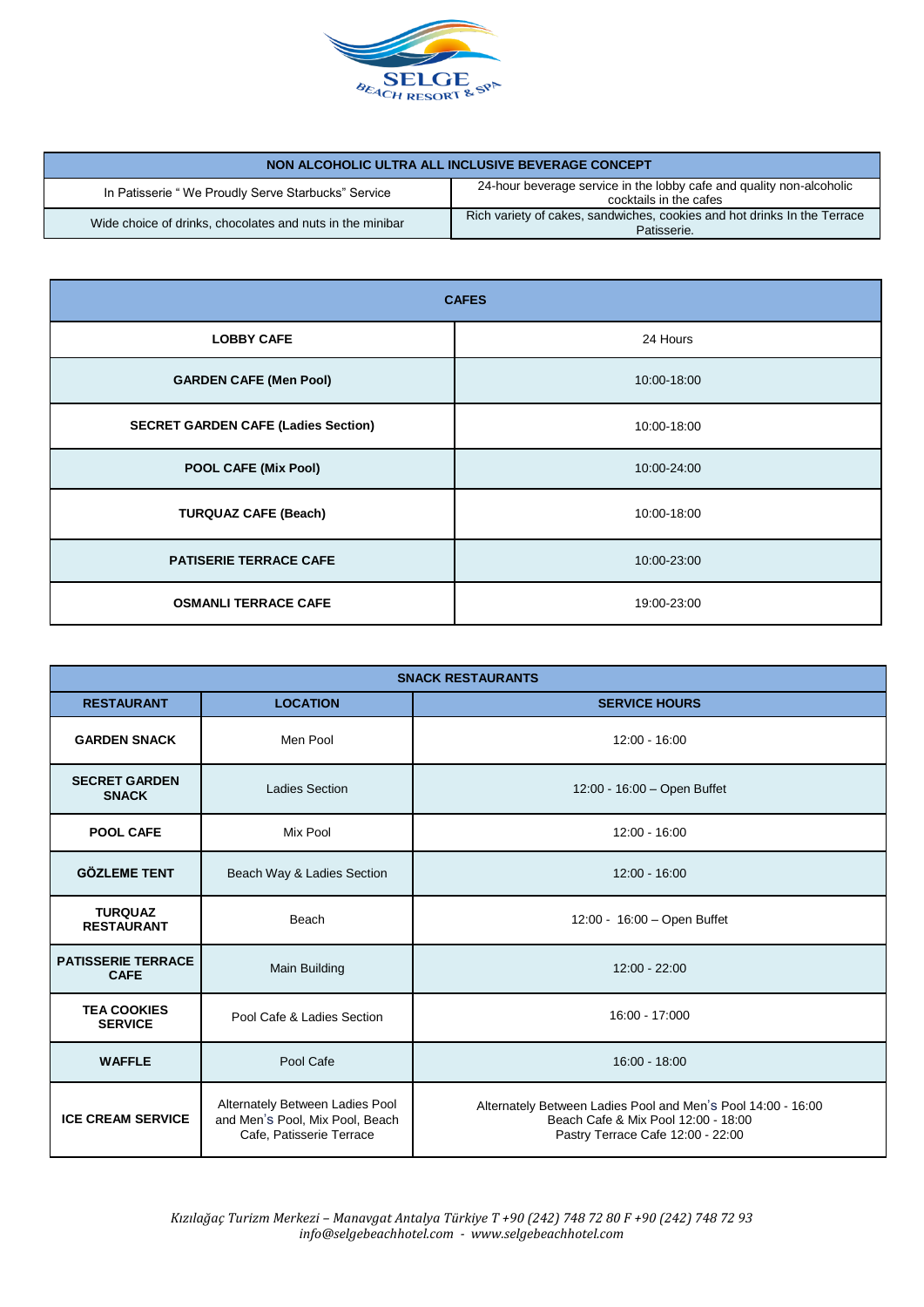| NON ALCOHOLIC ULTRA ALL INCLUSIVE BEVERAGE CONCEPT | |
|---|---|
| In Patisserie " We Proudly Serve Starbucks" Service | 24-hour beverage service in the lobby cafe and quality non-alcoholic cocktails in the cafes |
| Wide choice of drinks, chocolates and nuts in the minibar | Rich variety of cakes, sandwiches, cookies and hot drinks In the Terrace Patisserie. |

| CAFES | |
|---|---|
| **LOBBY CAFE** | 24 Hours |
| **GARDEN CAFE (Men Pool)** | 10:00-18:00 |
| **SECRET GARDEN CAFE (Ladies Section)** | 10:00-18:00 |
| **POOL CAFE (Mix Pool)** | 10:00-24:00 |
| **TURQUAZ CAFE (Beach)** | 10:00-18:00 |
| **PATISERIE TERRACE CAFE** | 10:00-23:00 |
| **OSMANLI TERRACE CAFE** | 19:00-23:00 |

| SNACK RESTAURANTS | | |
|---|---|---|
| **RESTAURANT** | **LOCATION** | **SERVICE HOURS** |
| **GARDEN SNACK** | Men Pool | 12:00 - 16:00 |
| **SECRET GARDEN SNACK** | Ladies Section | 12:00 - 16:00 – Open Buffet |
| **POOL CAFE** | Mix Pool | 12:00 - 16:00 |
| **GÖZLEME TENT** | Beach Way & Ladies Section | 12:00 - 16:00 |
| **TURQUAZ RESTAURANT** | Beach | 12:00 - 16:00 – Open Buffet |
| **PATISSERIE TERRACE CAFE** | Main Building | 12:00 - 22:00 |
| **TEA COOKIES SERVICE** | Pool Cafe & Ladies Section | 16:00 - 17:000 |
| **WAFFLE** | Pool Cafe | 16:00 - 18:00 |
| **ICE CREAM SERVICE** | Alternately Between Ladies Pool and Men's Pool, Mix Pool, Beach Cafe, Patisserie Terrace | Alternately Between Ladies Pool and Men's Pool 14:00 - 16:00<br>Beach Cafe & Mix Pool 12:00 - 18:00<br>Pastry Terrace Cafe 12:00 - 22:00 |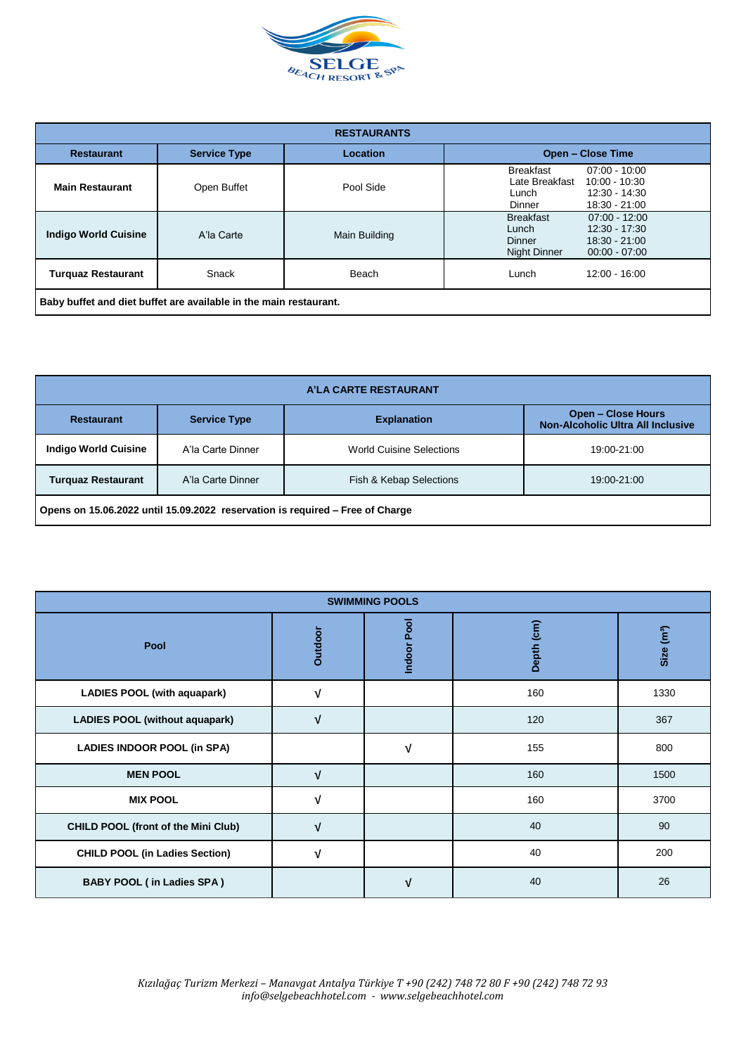| RESTAURANTS | | | |
|---|---|---|---|
| **Restaurant** | **Service Type** | **Location** | **Open – Close Time** |
| **Main Restaurant** | Open Buffet | Pool Side | Breakfast 07:00 - 10:00<br>Late Breakfast 10:00 - 10:30<br>Lunch 12:30 - 14:30<br>Dinner 18:30 - 21:00 |
| **Indigo World Cuisine** | A'la Carte | Main Building | Breakfast 07:00 - 12:00<br>Lunch 12:30 - 17:30<br>Dinner 18:30 - 21:00<br>Night Dinner 00:00 - 07:00 |
| **Turquaz Restaurant** | Snack | Beach | Lunch 12:00 - 16:00 |
| **Baby buffet and diet buffet are available in the main restaurant.** | | | |

| A'LA CARTE RESTAURANT | | | |
|---|---|---|---|
| **Restaurant** | **Service Type** | **Explanation** | **Open – Close Hours Non-Alcoholic Ultra All Inclusive** |
| **Indigo World Cuisine** | A'la Carte Dinner | World Cuisine Selections | 19:00-21:00 |
| **Turquaz Restaurant** | A'la Carte Dinner | Fish & Kebap Selections | 19:00-21:00 |
| **Opens on 15.06.2022 until 15.09.2022 reservation is required – Free of Charge** | | | |

| SWIMMING POOLS | | | | |
|---|---|---|---|---|
| **Pool** | **Outdoor** | **Indoor Pool** | **Depth (cm)** | **Size (m³)** |
| **LADIES POOL (with aquapark)** | √ | | 160 | 1330 |
| **LADIES POOL (without aquapark)** | √ | | 120 | 367 |
| **LADIES INDOOR POOL (in SPA)** | | √ | 155 | 800 |
| **MEN POOL** | √ | | 160 | 1500 |
| **MIX POOL** | √ | | 160 | 3700 |
| **CHILD POOL (front of the Mini Club)** | √ | | 40 | 90 |
| **CHILD POOL (in Ladies Section)** | √ | | 40 | 200 |
| **BABY POOL ( in Ladies SPA )** | | √ | 40 | 26 |

*Kızılağaç Turizm Merkezi – Manavgat Antalya Türkiye T +90 (242) 748 72 80 F +90 (242) 748 72 93*
*info@selgebeachhotel.com - www.selgebeachhotel.com*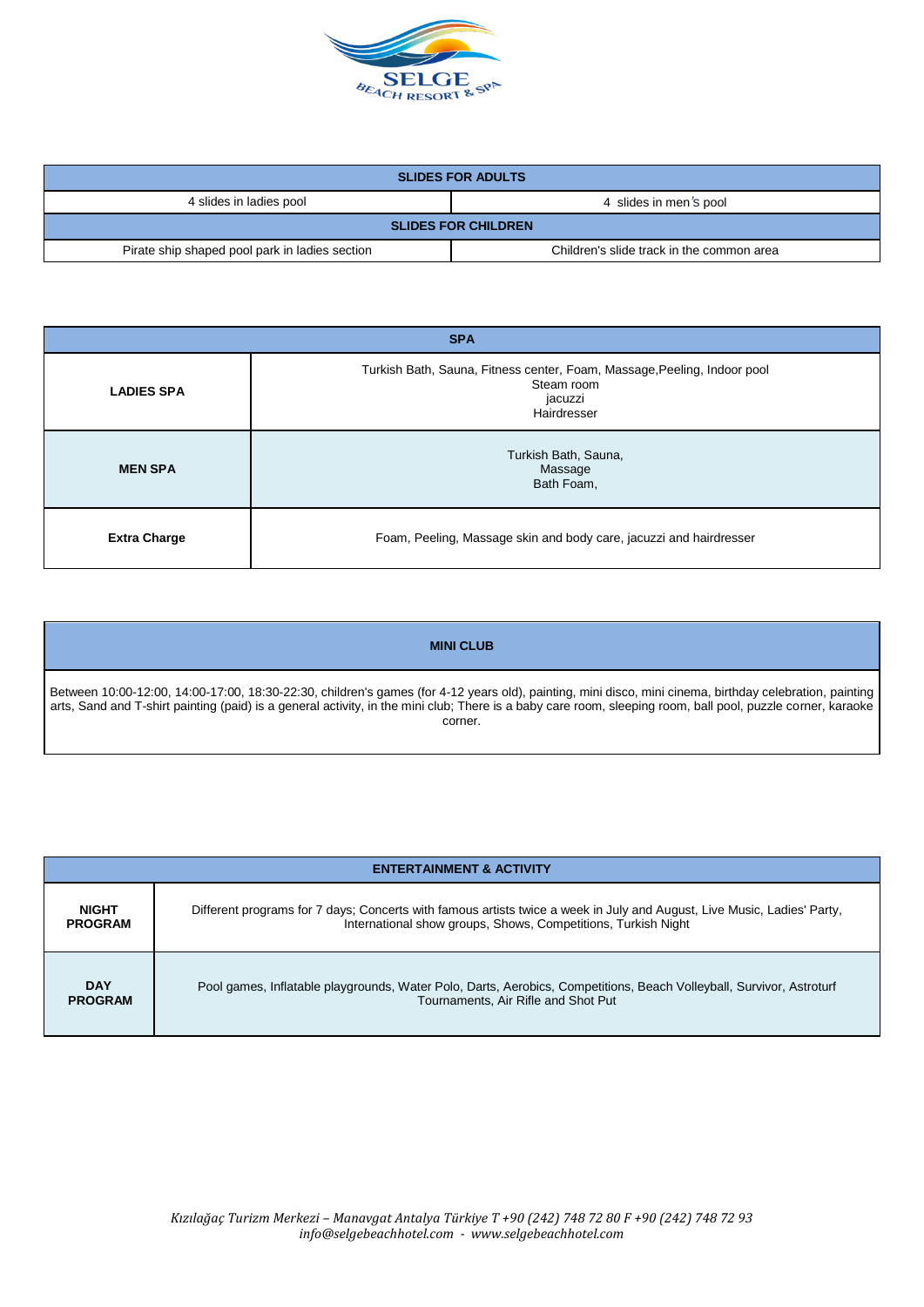| SLIDES FOR ADULTS | |
|---|---|
| 4 slides in ladies pool | 4 slides in men's pool |
| **SLIDES FOR CHILDREN** | |
| Pirate ship shaped pool park in ladies section | Children's slide track in the common area |

| SPA | |
|---|---|
| **LADIES SPA** | Turkish Bath, Sauna, Fitness center, Foam, Massage,Peeling, Indoor pool<br>Steam room<br>jacuzzi<br>Hairdresser |
| **MEN SPA** | Turkish Bath, Sauna,<br>Massage<br>Bath Foam, |
| **Extra Charge** | Foam, Peeling, Massage skin and body care, jacuzzi and hairdresser |

| MINI CLUB |
|---|
| Between 10:00-12:00, 14:00-17:00, 18:30-22:30, children's games (for 4-12 years old), painting, mini disco, mini cinema, birthday celebration, painting arts, Sand and T-shirt painting (paid) is a general activity, in the mini club; There is a baby care room, sleeping room, ball pool, puzzle corner, karaoke corner. |

| ENTERTAINMENT & ACTIVITY | |
|---|---|
| **NIGHT PROGRAM** | Different programs for 7 days; Concerts with famous artists twice a week in July and August, Live Music, Ladies' Party, International show groups, Shows, Competitions, Turkish Night |
| **DAY PROGRAM** | Pool games, Inflatable playgrounds, Water Polo, Darts, Aerobics, Competitions, Beach Volleyball, Survivor, Astroturf Tournaments, Air Rifle and Shot Put |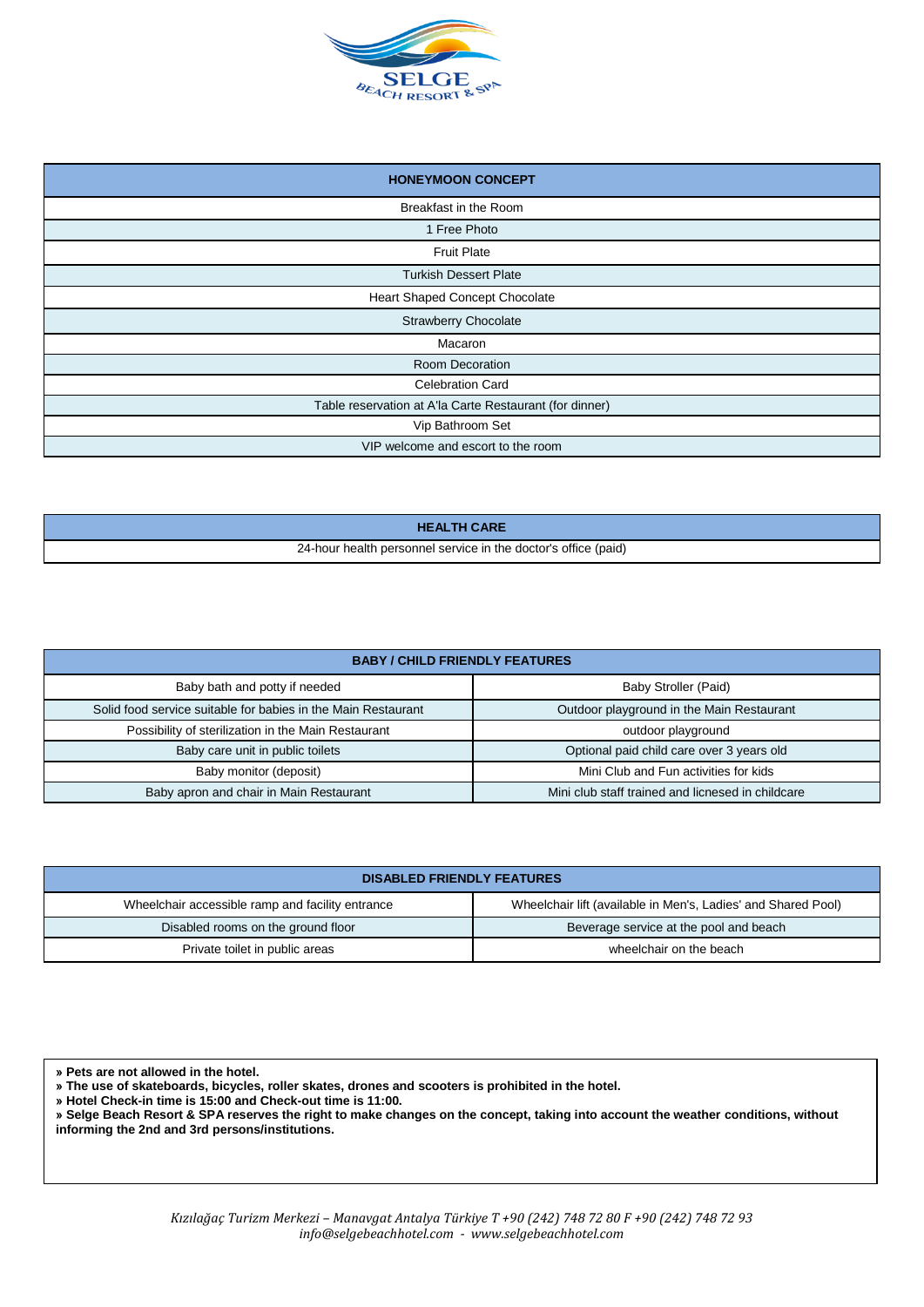| HONEYMOON CONCEPT |
|---|
| Breakfast in the Room |
| 1 Free Photo |
| Fruit Plate |
| Turkish Dessert Plate |
| Heart Shaped Concept Chocolate |
| Strawberry Chocolate |
| Macaron |
| Room Decoration |
| Celebration Card |
| Table reservation at A'la Carte Restaurant (for dinner) |
| Vip Bathroom Set |
| VIP welcome and escort to the room |

| HEALTH CARE |
|---|
| 24-hour health personnel service in the doctor's office (paid) |

| BABY / CHILD FRIENDLY FEATURES | |
|---|---|
| Baby bath and potty if needed | Baby Stroller (Paid) |
| Solid food service suitable for babies in the Main Restaurant | Outdoor playground in the Main Restaurant |
| Possibility of sterilization in the Main Restaurant | outdoor playground |
| Baby care unit in public toilets | Optional paid child care over 3 years old |
| Baby monitor (deposit) | Mini Club and Fun activities for kids |
| Baby apron and chair in Main Restaurant | Mini club staff trained and licnesed in childcare |

| DISABLED FRIENDLY FEATURES | |
|---|---|
| Wheelchair accessible ramp and facility entrance | Wheelchair lift (available in Men's, Ladies' and Shared Pool) |
| Disabled rooms on the ground floor | Beverage service at the pool and beach |
| Private toilet in public areas | wheelchair on the beach |

**» Pets are not allowed in the hotel.**
**» The use of skateboards, bicycles, roller skates, drones and scooters is prohibited in the hotel.**
**» Hotel Check-in time is 15:00 and Check-out time is 11:00.**
**» Selge Beach Resort & SPA reserves the right to make changes on the concept, taking into account the weather conditions, without informing the 2nd and 3rd persons/institutions.**

*Kızılağaç Turizm Merkezi – Manavgat Antalya Türkiye T +90 (242) 748 72 80 F +90 (242) 748 72 93*
*info@selgebeachhotel.com - www.selgebeachhotel.com*